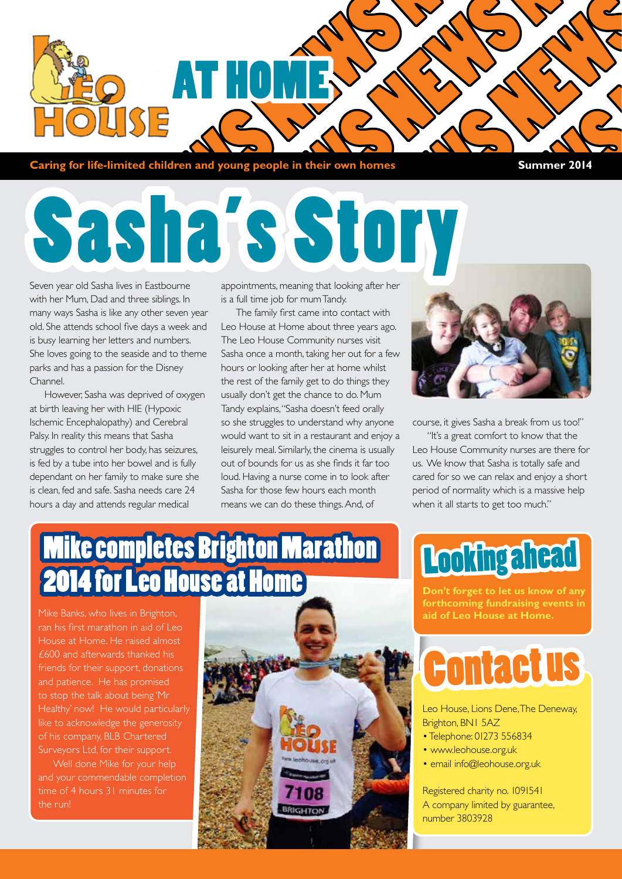# Leo House at Home News

**Caring for life-limited children and young people in their own homes** — **Summer 2014**

# Sasha's Story

Seven year old Sasha lives in Eastbourne with her Mum, Dad and three siblings. In many ways Sasha is like any other seven year old. She attends school five days a week and is busy learning her letters and numbers. She loves going to the seaside and to theme parks and has a passion for the Disney Channel.

However, Sasha was deprived of oxygen at birth leaving her with HIE (Hypoxic Ischemic Encephalopathy) and Cerebral Palsy. In reality this means that Sasha struggles to control her body, has seizures, is fed by a tube into her bowel and is fully dependant on her family to make sure she is clean, fed and safe. Sasha needs care 24 hours a day and attends regular medical appointments, meaning that looking after her is a full time job for mum Tandy.

The family first came into contact with Leo House at Home about three years ago. The Leo House Community nurses visit Sasha once a month, taking her out for a few hours or looking after her at home whilst the rest of the family get to do things they usually don't get the chance to do. Mum Tandy explains, "Sasha doesn't feed orally so she struggles to understand why anyone would want to sit in a restaurant and enjoy a leisurely meal. Similarly, the cinema is usually out of bounds for us as she finds it far too loud. Having a nurse come in to look after Sasha for those few hours each month means we can do these things. And, of course, it gives Sasha a break from us too!"

"It's a great comfort to know that the Leo House Community nurses are there for us. We know that Sasha is totally safe and cared for so we can relax and enjoy a short period of normality which is a massive help when it all starts to get too much."

## Mike completes Brighton Marathon 2014 for Leo House at Home

Mike Banks, who lives in Brighton, ran his first marathon in aid of Leo House at Home. He raised almost £600 and afterwards thanked his friends for their support, donations and patience. He has promised to stop the talk about being 'Mr Healthy' now! He would particularly like to acknowledge the generosity of his company, BLB Chartered Surveyors Ltd, for their support.

Well done Mike for your help and your commendable completion time of 4 hours 31 minutes for the run!

## Looking ahead

**Don't forget to let us know of any forthcoming fundraising events in aid of Leo House at Home.**

## Contact us

Leo House, Lions Dene, The Deneway, Brighton, BN1 5AZ

- Telephone: 01273 556834
- www.leohouse.org.uk
- email info@leohouse.org.uk

Registered charity no. 1091541
A company limited by guarantee, number 3803928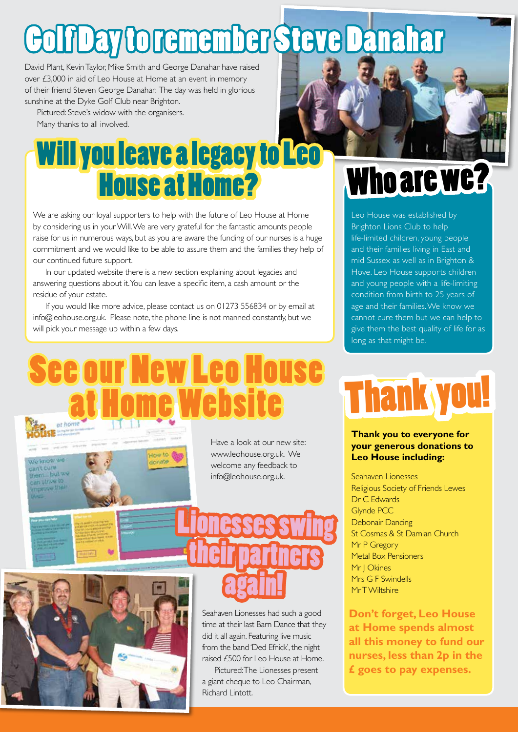# Golf Day to remember Steve Danahar

David Plant, Kevin Taylor, Mike Smith and George Danahar have raised over £3,000 in aid of Leo House at Home at an event in memory of their friend Steven George Danahar. The day was held in glorious sunshine at the Dyke Golf Club near Brighton.

Pictured: Steve's widow with the organisers.

Many thanks to all involved.

# Will you leave a legacy to Leo House at Home?

We are asking our loyal supporters to help with the future of Leo House at Home by considering us in your Will. We are very grateful for the fantastic amounts people raise for us in numerous ways, but as you are aware the funding of our nurses is a huge commitment and we would like to be able to assure them and the families they help of our continued future support.

In our updated website there is a new section explaining about legacies and answering questions about it. You can leave a specific item, a cash amount or the residue of your estate.

If you would like more advice, please contact us on 01273 556834 or by email at info@leohouse.org.uk. Please note, the phone line is not manned constantly, but we will pick your message up within a few days.

# Who are we?

Leo House was established by Brighton Lions Club to help life-limited children, young people and their families living in East and mid Sussex as well as in Brighton & Hove. Leo House supports children and young people with a life-limiting condition from birth to 25 years of age and their families. We know we cannot cure them but we can help to give them the best quality of life for as long as that might be.

# See our New Leo House at Home Website

Have a look at our new site: www.leohouse.org.uk. We welcome any feedback to info@leohouse.org.uk.

# Lionesses swing their partners again!

Seahaven Lionesses had such a good time at their last Barn Dance that they did it all again. Featuring live music from the band 'Ded Efnick', the night raised £500 for Leo House at Home.

Pictured: The Lionesses present a giant cheque to Leo Chairman, Richard Lintott.

# Thank you!

**Thank you to everyone for your generous donations to Leo House including:**

Seahaven Lionesses
Religious Society of Friends Lewes
Dr C Edwards
Glynde PCC
Debonair Dancing
St Cosmas & St Damian Church
Mr P Gregory
Metal Box Pensioners
Mr J Okines
Mrs G F Swindells
Mr T Wiltshire

**Don't forget, Leo House at Home spends almost all this money to fund our nurses, less than 2p in the £ goes to pay expenses.**